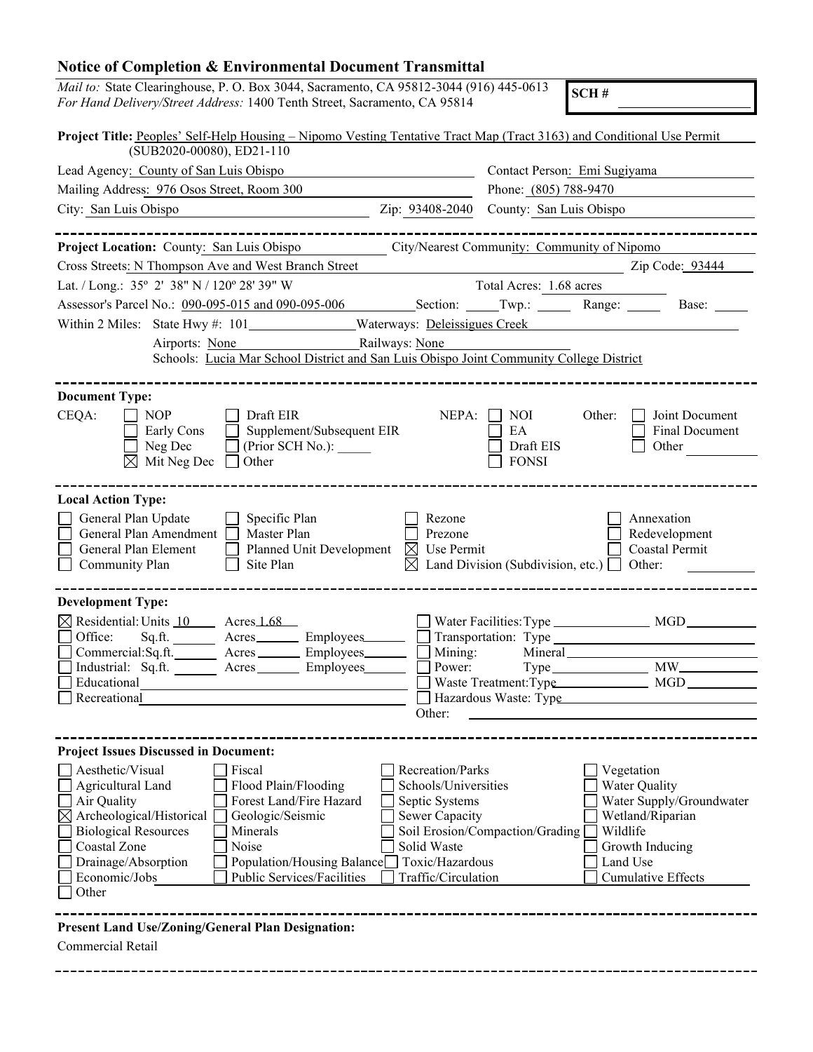# Notice of Completion & Environmental Document Transmittal

*Mail to:* State Clearinghouse, P. O. Box 3044, Sacramento, CA 95812-3044 (916) 445-0613
*For Hand Delivery/Street Address:* 1400 Tenth Street, Sacramento, CA 95814

**SCH #** ____________

**Project Title:** Peoples' Self-Help Housing – Nipomo Vesting Tentative Tract Map (Tract 3163) and Conditional Use Permit (SUB2020-00080), ED21-110

Lead Agency: County of San Luis Obispo
Contact Person: Emi Sugiyama
Mailing Address: 976 Osos Street, Room 300
Phone: (805) 788-9470
City: San Luis Obispo
Zip: 93408-2040
County: San Luis Obispo

---

**Project Location:** County: San Luis Obispo
City/Nearest Community: Community of Nipomo
Cross Streets: N Thompson Ave and West Branch Street
Zip Code: 93444
Lat. / Long.: 35º 2' 38" N / 120º 28' 39" W
Total Acres: 1.68 acres
Assessor's Parcel No.: 090-095-015 and 090-095-006
Section: _____ Twp.: _____ Range: _____ Base: _____

Within 2 Miles: State Hwy #: 101
Waterways: Deleissigues Creek
Airports: None
Railways: None
Schools: Lucia Mar School District and San Luis Obispo Joint Community College District

---

**Document Type:**

CEQA:
- ☐ NOP
- ☐ Early Cons
- ☐ Neg Dec
- ☒ Mit Neg Dec
- ☐ Draft EIR
- ☐ Supplement/Subsequent EIR
- ☐ (Prior SCH No.): _____
- ☐ Other

NEPA:
- ☐ NOI
- ☐ EA
- ☐ Draft EIS
- ☐ FONSI

Other:
- ☐ Joint Document
- ☐ Final Document
- ☐ Other ____________

---

**Local Action Type:**

- ☐ General Plan Update
- ☐ General Plan Amendment
- ☐ General Plan Element
- ☐ Community Plan
- ☐ Specific Plan
- ☐ Master Plan
- ☐ Planned Unit Development
- ☐ Site Plan
- ☐ Rezone
- ☐ Prezone
- ☒ Use Permit
- ☒ Land Division (Subdivision, etc.)
- ☐ Annexation
- ☐ Redevelopment
- ☐ Coastal Permit
- ☐ Other: ____________

---

**Development Type:**

- ☒ Residential: Units 10 Acres 1.68
- ☐ Office: Sq.ft. _____ Acres _____ Employees _____
- ☐ Commercial: Sq.ft. _____ Acres _____ Employees _____
- ☐ Industrial: Sq.ft. _____ Acres _____ Employees _____
- ☐ Educational ____________
- ☐ Recreational ____________
- ☐ Water Facilities: Type _____ MGD _____
- ☐ Transportation: Type ____________
- ☐ Mining: Mineral ____________
- ☐ Power: Type _____ MW _____
- ☐ Waste Treatment: Type _____ MGD _____
- ☐ Hazardous Waste: Type ____________
- Other: ____________

---

**Project Issues Discussed in Document:**

- ☐ Aesthetic/Visual
- ☐ Agricultural Land
- ☐ Air Quality
- ☒ Archeological/Historical
- ☐ Biological Resources
- ☐ Coastal Zone
- ☐ Drainage/Absorption
- ☐ Economic/Jobs
- ☐ Other
- ☐ Fiscal
- ☐ Flood Plain/Flooding
- ☐ Forest Land/Fire Hazard
- ☐ Geologic/Seismic
- ☐ Minerals
- ☐ Noise
- ☐ Population/Housing Balance
- ☐ Public Services/Facilities
- ☐ Recreation/Parks
- ☐ Schools/Universities
- ☐ Septic Systems
- ☐ Sewer Capacity
- ☐ Soil Erosion/Compaction/Grading
- ☐ Solid Waste
- ☐ Toxic/Hazardous
- ☐ Traffic/Circulation
- ☐ Vegetation
- ☐ Water Quality
- ☐ Water Supply/Groundwater
- ☐ Wetland/Riparian
- ☐ Wildlife
- ☐ Growth Inducing
- ☐ Land Use
- ☐ Cumulative Effects

---

**Present Land Use/Zoning/General Plan Designation:**

Commercial Retail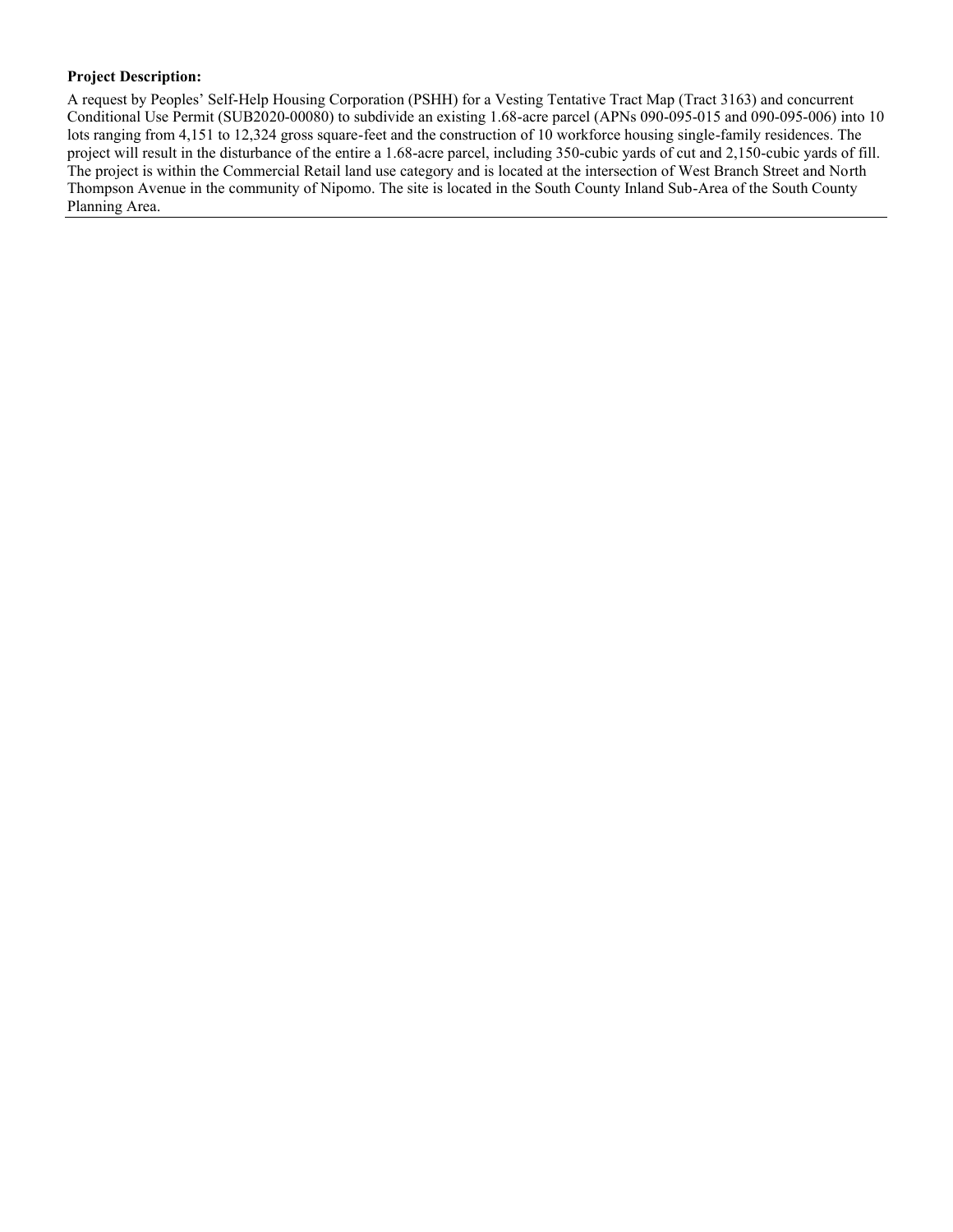**Project Description:**

A request by Peoples' Self-Help Housing Corporation (PSHH) for a Vesting Tentative Tract Map (Tract 3163) and concurrent Conditional Use Permit (SUB2020-00080) to subdivide an existing 1.68-acre parcel (APNs 090-095-015 and 090-095-006) into 10 lots ranging from 4,151 to 12,324 gross square-feet and the construction of 10 workforce housing single-family residences. The project will result in the disturbance of the entire a 1.68-acre parcel, including 350-cubic yards of cut and 2,150-cubic yards of fill. The project is within the Commercial Retail land use category and is located at the intersection of West Branch Street and North Thompson Avenue in the community of Nipomo. The site is located in the South County Inland Sub-Area of the South County Planning Area.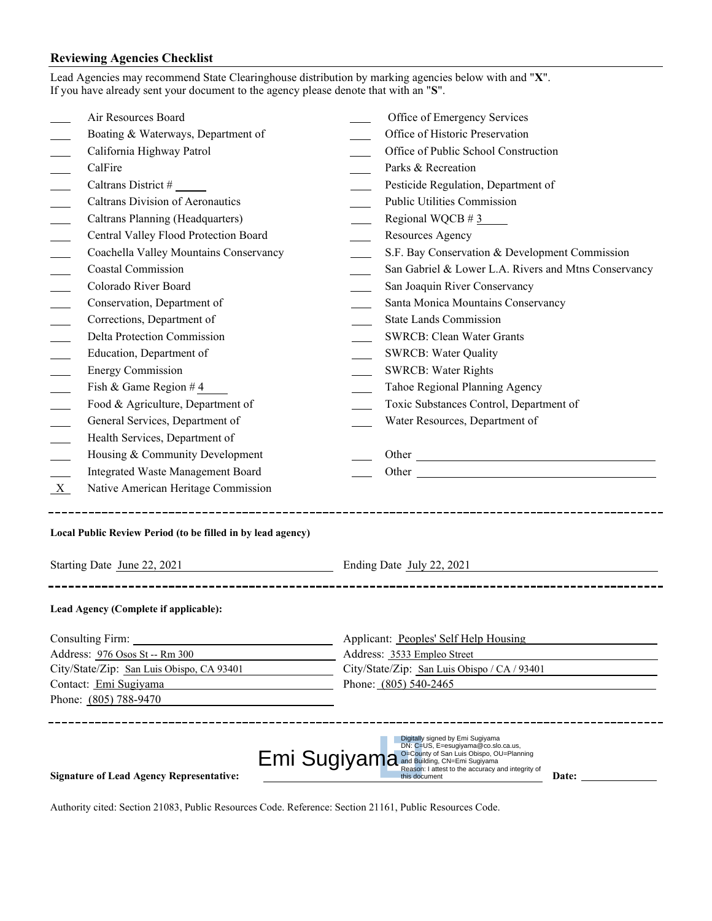**Reviewing Agencies Checklist**

Lead Agencies may recommend State Clearinghouse distribution by marking agencies below with and "**X**".
If you have already sent your document to the agency please denote that with an "**S**".

| | | | |
|---|---|---|---|
| ___ | Air Resources Board | ___ | Office of Emergency Services |
| ___ | Boating & Waterways, Department of | ___ | Office of Historic Preservation |
| ___ | California Highway Patrol | ___ | Office of Public School Construction |
| ___ | CalFire | ___ | Parks & Recreation |
| ___ | Caltrans District # _____ | ___ | Pesticide Regulation, Department of |
| ___ | Caltrans Division of Aeronautics | ___ | Public Utilities Commission |
| ___ | Caltrans Planning (Headquarters) | ___ | Regional WQCB # 3 |
| ___ | Central Valley Flood Protection Board | ___ | Resources Agency |
| ___ | Coachella Valley Mountains Conservancy | ___ | S.F. Bay Conservation & Development Commission |
| ___ | Coastal Commission | ___ | San Gabriel & Lower L.A. Rivers and Mtns Conservancy |
| ___ | Colorado River Board | ___ | San Joaquin River Conservancy |
| ___ | Conservation, Department of | ___ | Santa Monica Mountains Conservancy |
| ___ | Corrections, Department of | ___ | State Lands Commission |
| ___ | Delta Protection Commission | ___ | SWRCB: Clean Water Grants |
| ___ | Education, Department of | ___ | SWRCB: Water Quality |
| ___ | Energy Commission | ___ | SWRCB: Water Rights |
| ___ | Fish & Game Region # 4 | ___ | Tahoe Regional Planning Agency |
| ___ | Food & Agriculture, Department of | ___ | Toxic Substances Control, Department of |
| ___ | General Services, Department of | ___ | Water Resources, Department of |
| ___ | Health Services, Department of | | |
| ___ | Housing & Community Development | ___ | Other ______ |
| ___ | Integrated Waste Management Board | ___ | Other ______ |
| X | Native American Heritage Commission | | |

---

**Local Public Review Period (to be filled in by lead agency)**

Starting Date June 22, 2021 Ending Date July 22, 2021

---

**Lead Agency (Complete if applicable):**

| | |
|---|---|
| Consulting Firm: | Applicant: Peoples' Self Help Housing |
| Address: 976 Osos St -- Rm 300 | Address: 3533 Empleo Street |
| City/State/Zip: San Luis Obispo, CA 93401 | City/State/Zip: San Luis Obispo / CA / 93401 |
| Contact: Emi Sugiyama | Phone: (805) 540-2465 |
| Phone: (805) 788-9470 | |

---

**Signature of Lead Agency Representative:** Emi Sugiyama (Digitally signed by Emi Sugiyama DN: C=US, E=esugiyama@co.slo.ca.us, O=County of San Luis Obispo, OU=Planning and Building, CN=Emi Sugiyama Reason: I attest to the accuracy and integrity of this document) **Date:** ______

Authority cited: Section 21083, Public Resources Code. Reference: Section 21161, Public Resources Code.